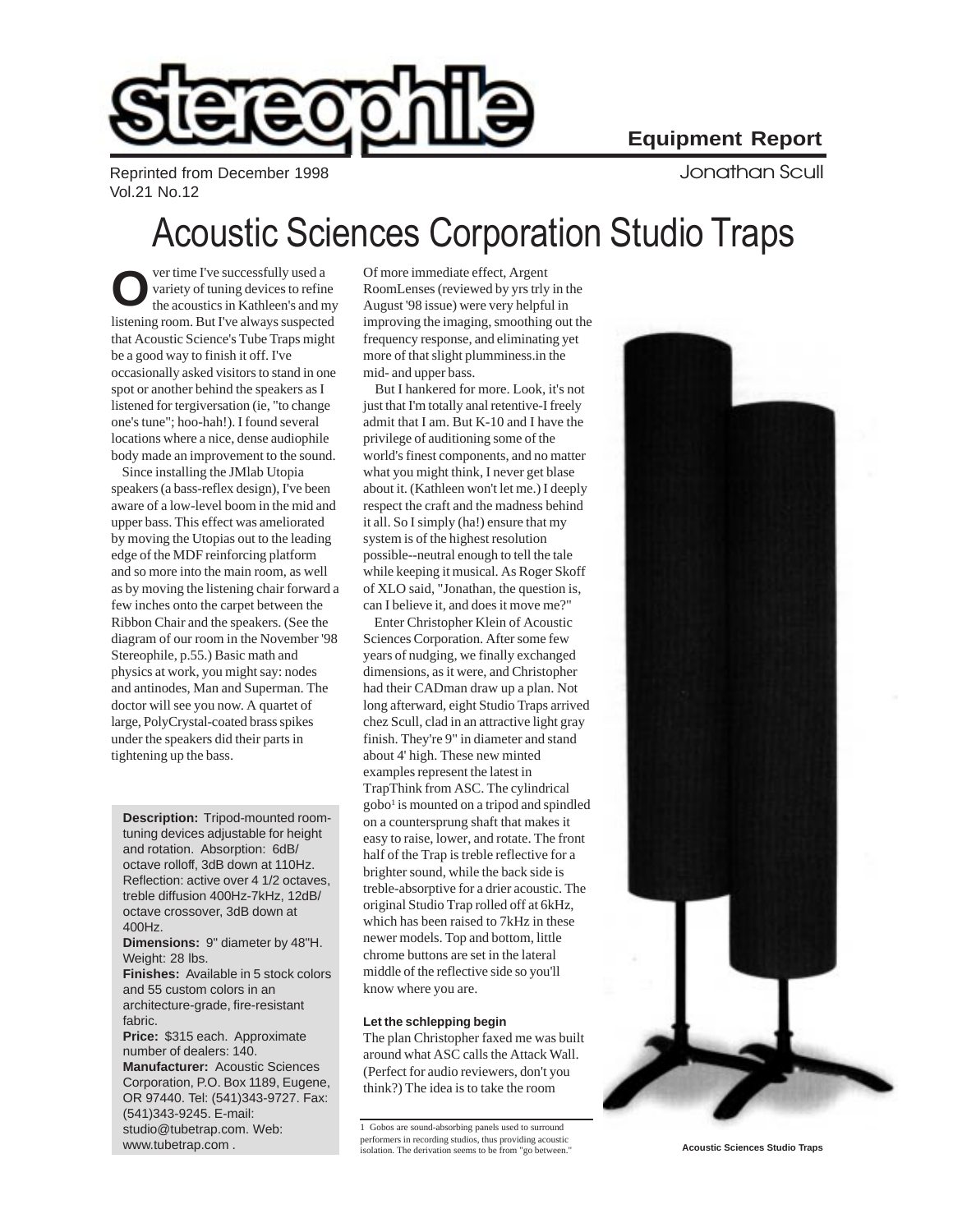**Equipment Report**

Jonathan Scull

Reprinted from December 1998
Vol.21 No.12

# Acoustic Sciences Corporation Studio Traps

Over time I've successfully used a variety of tuning devices to refine the acoustics in Kathleen's and my listening room. But I've always suspected that Acoustic Science's Tube Traps might be a good way to finish it off. I've occasionally asked visitors to stand in one spot or another behind the speakers as I listened for tergiversation (ie, "to change one's tune"; hoo-hah!). I found several locations where a nice, dense audiophile body made an improvement to the sound.

Since installing the JMlab Utopia speakers (a bass-reflex design), I've been aware of a low-level boom in the mid and upper bass. This effect was ameliorated by moving the Utopias out to the leading edge of the MDF reinforcing platform and so more into the main room, as well as by moving the listening chair forward a few inches onto the carpet between the Ribbon Chair and the speakers. (See the diagram of our room in the November '98 Stereophile, p.55.) Basic math and physics at work, you might say: nodes and antinodes, Man and Superman. The doctor will see you now. A quartet of large, PolyCrystal-coated brass spikes under the speakers did their parts in tightening up the bass.

**Description:** Tripod-mounted room-tuning devices adjustable for height and rotation. Absorption: 6dB/octave rolloff, 3dB down at 110Hz. Reflection: active over 4 1/2 octaves, treble diffusion 400Hz-7kHz, 12dB/octave crossover, 3dB down at 400Hz.
**Dimensions:** 9" diameter by 48"H. Weight: 28 lbs.
**Finishes:** Available in 5 stock colors and 55 custom colors in an architecture-grade, fire-resistant fabric.
**Price:** $315 each. Approximate number of dealers: 140.
**Manufacturer:** Acoustic Sciences Corporation, P.O. Box 1189, Eugene, OR 97440. Tel: (541)343-9727. Fax: (541)343-9245. E-mail: studio@tubetrap.com. Web: www.tubetrap.com .

Of more immediate effect, Argent RoomLenses (reviewed by yrs trly in the August '98 issue) were very helpful in improving the imaging, smoothing out the frequency response, and eliminating yet more of that slight plumminess.in the mid- and upper bass.

But I hankered for more. Look, it's not just that I'm totally anal retentive-I freely admit that I am. But K-10 and I have the privilege of auditioning some of the world's finest components, and no matter what you might think, I never get blase about it. (Kathleen won't let me.) I deeply respect the craft and the madness behind it all. So I simply (ha!) ensure that my system is of the highest resolution possible--neutral enough to tell the tale while keeping it musical. As Roger Skoff of XLO said, "Jonathan, the question is, can I believe it, and does it move me?"

Enter Christopher Klein of Acoustic Sciences Corporation. After some few years of nudging, we finally exchanged dimensions, as it were, and Christopher had their CADman draw up a plan. Not long afterward, eight Studio Traps arrived chez Scull, clad in an attractive light gray finish. They're 9" in diameter and stand about 4' high. These new minted examples represent the latest in TrapThink from ASC. The cylindrical gobo[1] is mounted on a tripod and spindled on a countersprung shaft that makes it easy to raise, lower, and rotate. The front half of the Trap is treble reflective for a brighter sound, while the back side is treble-absorptive for a drier acoustic. The original Studio Trap rolled off at 6kHz, which has been raised to 7kHz in these newer models. Top and bottom, little chrome buttons are set in the lateral middle of the reflective side so you'll know where you are.

### Let the schlepping begin

The plan Christopher faxed me was built around what ASC calls the Attack Wall. (Perfect for audio reviewers, don't you think?) The idea is to take the room

Acoustic Sciences Studio Traps

1 Gobos are sound-absorbing panels used to surround performers in recording studios, thus providing acoustic isolation. The derivation seems to be from "go between."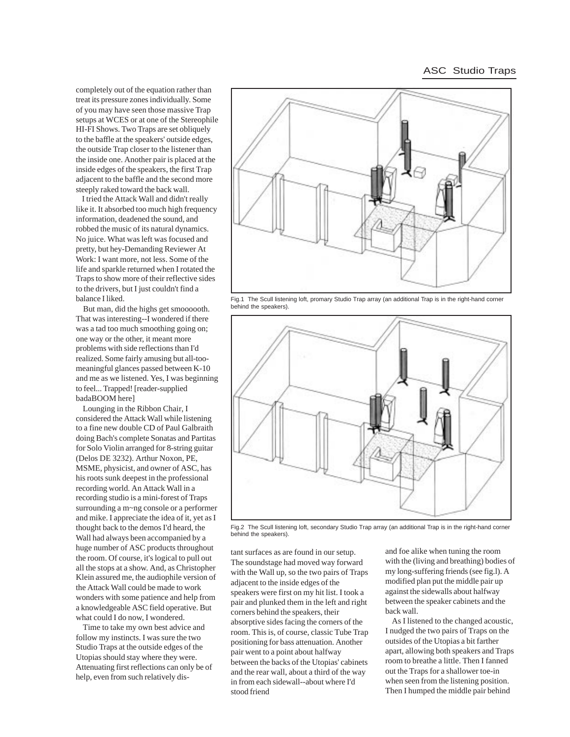completely out of the equation rather than treat its pressure zones individually. Some of you may have seen those massive Trap setups at WCES or at one of the Stereophile HI-FI Shows. Two Traps are set obliquely to the baffle at the speakers' outside edges, the outside Trap closer to the listener than the inside one. Another pair is placed at the inside edges of the speakers, the first Trap adjacent to the baffle and the second more steeply raked toward the back wall.

I tried the Attack Wall and didn't really like it. It absorbed too much high frequency information, deadened the sound, and robbed the music of its natural dynamics. No juice. What was left was focused and pretty, but hey-Demanding Reviewer At Work: I want more, not less. Some of the life and sparkle returned when I rotated the Traps to show more of their reflective sides to the drivers, but I just couldn't find a balance I liked.

But man, did the highs get smoooooth. That was interesting--I wondered if there was a tad too much smoothing going on; one way or the other, it meant more problems with side reflections than I'd realized. Some fairly amusing but all-too-meaningful glances passed between K-10 and me as we listened. Yes, I was beginning to feel... Trapped! [reader-supplied badaBOOM here]

Lounging in the Ribbon Chair, I considered the Attack Wall while listening to a fine new double CD of Paul Galbraith doing Bach's complete Sonatas and Partitas for Solo Violin arranged for 8-string guitar (Delos DE 3232). Arthur Noxon, PE, MSME, physicist, and owner of ASC, has his roots sunk deepest in the professional recording world. An Attack Wall in a recording studio is a mini-forest of Traps surrounding a m~ng console or a performer and mike. I appreciate the idea of it, yet as I thought back to the demos I'd heard, the Wall had always been accompanied by a huge number of ASC products throughout the room. Of course, it's logical to pull out all the stops at a show. And, as Christopher Klein assured me, the audiophile version of the Attack Wall could be made to work wonders with some patience and help from a knowledgeable ASC field operative. But what could I do now, I wondered.

Time to take my own best advice and follow my instincts. I was sure the two Studio Traps at the outside edges of the Utopias should stay where they were. Attenuating first reflections can only be of help, even from such relatively distant surfaces as are found in our setup. The soundstage had moved way forward with the Wall up, so the two pairs of Traps adjacent to the inside edges of the speakers were first on my hit list. I took a pair and plunked them in the left and right corners behind the speakers, their absorptive sides facing the corners of the room. This is, of course, classic Tube Trap positioning for bass attenuation. Another pair went to a point about halfway between the backs of the Utopias' cabinets and the rear wall, about a third of the way in from each sidewall--about where I'd stood friend and foe alike when tuning the room with the (living and breathing) bodies of my long-suffering friends (see fig.l). A modified plan put the middle pair up against the sidewalls about halfway between the speaker cabinets and the back wall.

As I listened to the changed acoustic, I nudged the two pairs of Traps on the outsides of the Utopias a bit farther apart, allowing both speakers and Traps room to breathe a little. Then I fanned out the Traps for a shallower toe-in when seen from the listening position. Then I humped the middle pair behind

Fig.1 The Scull listening loft, promary Studio Trap array (an additional Trap is in the right-hand corner behind the speakers).

Fig.2 The Scull listening loft, secondary Studio Trap array (an additional Trap is in the right-hand corner behind the speakers).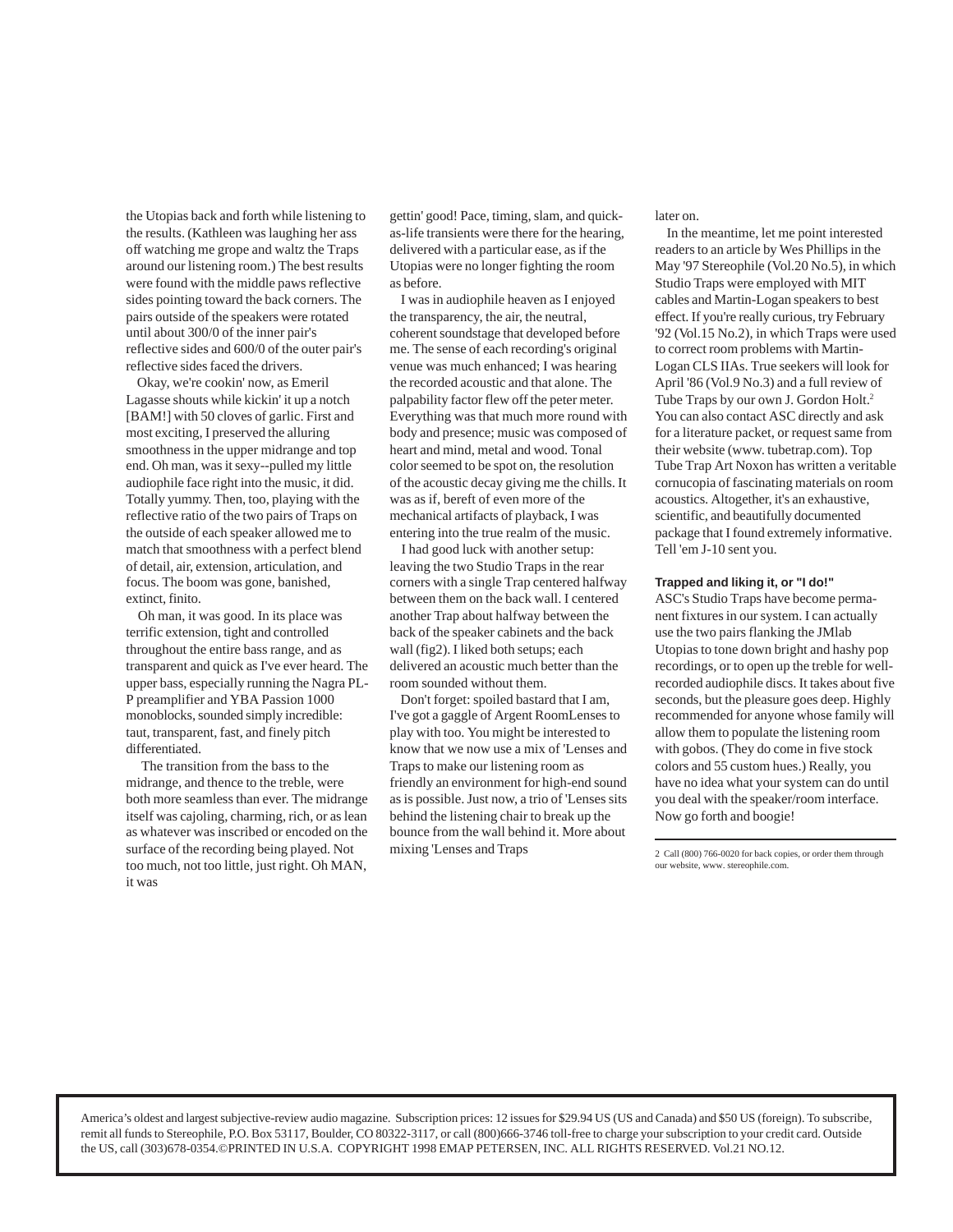the Utopias back and forth while listening to the results. (Kathleen was laughing her ass off watching me grope and waltz the Traps around our listening room.) The best results were found with the middle paws reflective sides pointing toward the back corners. The pairs outside of the speakers were rotated until about 300/0 of the inner pair's reflective sides and 600/0 of the outer pair's reflective sides faced the drivers.

Okay, we're cookin' now, as Emeril Lagasse shouts while kickin' it up a notch [BAM!] with 50 cloves of garlic. First and most exciting, I preserved the alluring smoothness in the upper midrange and top end. Oh man, was it sexy--pulled my little audiophile face right into the music, it did. Totally yummy. Then, too, playing with the reflective ratio of the two pairs of Traps on the outside of each speaker allowed me to match that smoothness with a perfect blend of detail, air, extension, articulation, and focus. The boom was gone, banished, extinct, finito.

Oh man, it was good. In its place was terrific extension, tight and controlled throughout the entire bass range, and as transparent and quick as I've ever heard. The upper bass, especially running the Nagra PL-P preamplifier and YBA Passion 1000 monoblocks, sounded simply incredible: taut, transparent, fast, and finely pitch differentiated.

The transition from the bass to the midrange, and thence to the treble, were both more seamless than ever. The midrange itself was cajoling, charming, rich, or as lean as whatever was inscribed or encoded on the surface of the recording being played. Not too much, not too little, just right. Oh MAN, it was gettin' good! Pace, timing, slam, and quick-as-life transients were there for the hearing, delivered with a particular ease, as if the Utopias were no longer fighting the room as before.

I was in audiophile heaven as I enjoyed the transparency, the air, the neutral, coherent soundstage that developed before me. The sense of each recording's original venue was much enhanced; I was hearing the recorded acoustic and that alone. The palpability factor flew off the peter meter. Everything was that much more round with body and presence; music was composed of heart and mind, metal and wood. Tonal color seemed to be spot on, the resolution of the acoustic decay giving me the chills. It was as if, bereft of even more of the mechanical artifacts of playback, I was entering into the true realm of the music.

I had good luck with another setup: leaving the two Studio Traps in the rear corners with a single Trap centered halfway between them on the back wall. I centered another Trap about halfway between the back of the speaker cabinets and the back wall (fig2). I liked both setups; each delivered an acoustic much better than the room sounded without them.

Don't forget: spoiled bastard that I am, I've got a gaggle of Argent RoomLenses to play with too. You might be interested to know that we now use a mix of 'Lenses and Traps to make our listening room as friendly an environment for high-end sound as is possible. Just now, a trio of 'Lenses sits behind the listening chair to break up the bounce from the wall behind it. More about mixing 'Lenses and Traps later on.

In the meantime, let me point interested readers to an article by Wes Phillips in the May '97 Stereophile (Vol.20 No.5), in which Studio Traps were employed with MIT cables and Martin-Logan speakers to best effect. If you're really curious, try February '92 (Vol.15 No.2), in which Traps were used to correct room problems with Martin-Logan CLS IIAs. True seekers will look for April '86 (Vol.9 No.3) and a full review of Tube Traps by our own J. Gordon Holt.[2] You can also contact ASC directly and ask for a literature packet, or request same from their website (www. tubetrap.com). Top Tube Trap Art Noxon has written a veritable cornucopia of fascinating materials on room acoustics. Altogether, it's an exhaustive, scientific, and beautifully documented package that I found extremely informative. Tell 'em J-10 sent you.

**Trapped and liking it, or "I do!"**

ASC's Studio Traps have become permanent fixtures in our system. I can actually use the two pairs flanking the JMlab Utopias to tone down bright and hashy pop recordings, or to open up the treble for well-recorded audiophile discs. It takes about five seconds, but the pleasure goes deep. Highly recommended for anyone whose family will allow them to populate the listening room with gobos. (They do come in five stock colors and 55 custom hues.) Really, you have no idea what your system can do until you deal with the speaker/room interface. Now go forth and boogie!

---

2 Call (800) 766-0020 for back copies, or order them through our website, www. stereophile.com.

America's oldest and largest subjective-review audio magazine. Subscription prices: 12 issues for $29.94 US (US and Canada) and $50 US (foreign). To subscribe, remit all funds to Stereophile, P.O. Box 53117, Boulder, CO 80322-3117, or call (800)666-3746 toll-free to charge your subscription to your credit card. Outside the US, call (303)678-0354.©PRINTED IN U.S.A. COPYRIGHT 1998 EMAP PETERSEN, INC. ALL RIGHTS RESERVED. Vol.21 NO.12.